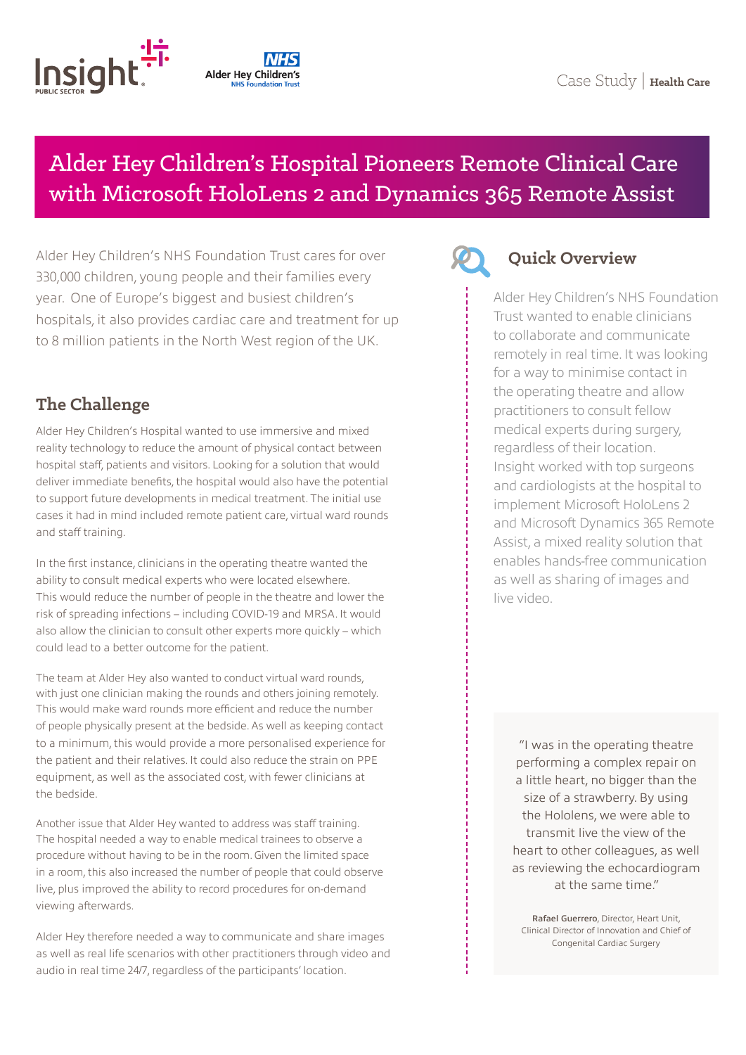Case Study | **Health Care**

# Alder Hey Children's Hospital Pioneers Remote Clinical Care with Microsoft HoloLens 2 and Dynamics 365 Remote Assist

Alder Hey Children's NHS Foundation Trust cares for over 330,000 children, young people and their families every year. One of Europe's biggest and busiest children's hospitals, it also provides cardiac care and treatment for up to 8 million patients in the North West region of the UK.

## The Challenge

Alder Hey Children's Hospital wanted to use immersive and mixed reality technology to reduce the amount of physical contact between hospital staff, patients and visitors. Looking for a solution that would deliver immediate benefits, the hospital would also have the potential to support future developments in medical treatment. The initial use cases it had in mind included remote patient care, virtual ward rounds and staff training.

In the first instance, clinicians in the operating theatre wanted the ability to consult medical experts who were located elsewhere. This would reduce the number of people in the theatre and lower the risk of spreading infections – including COVID-19 and MRSA. It would also allow the clinician to consult other experts more quickly – which could lead to a better outcome for the patient.

The team at Alder Hey also wanted to conduct virtual ward rounds, with just one clinician making the rounds and others joining remotely. This would make ward rounds more efficient and reduce the number of people physically present at the bedside. As well as keeping contact to a minimum, this would provide a more personalised experience for the patient and their relatives. It could also reduce the strain on PPE equipment, as well as the associated cost, with fewer clinicians at the bedside.

Another issue that Alder Hey wanted to address was staff training. The hospital needed a way to enable medical trainees to observe a procedure without having to be in the room. Given the limited space in a room, this also increased the number of people that could observe live, plus improved the ability to record procedures for on-demand viewing afterwards.

Alder Hey therefore needed a way to communicate and share images as well as real life scenarios with other practitioners through video and audio in real time 24/7, regardless of the participants' location.

## Quick Overview

Alder Hey Children's NHS Foundation Trust wanted to enable clinicians to collaborate and communicate remotely in real time. It was looking for a way to minimise contact in the operating theatre and allow practitioners to consult fellow medical experts during surgery, regardless of their location. Insight worked with top surgeons and cardiologists at the hospital to implement Microsoft HoloLens 2 and Microsoft Dynamics 365 Remote Assist, a mixed reality solution that enables hands-free communication as well as sharing of images and live video.

> "I was in the operating theatre performing a complex repair on a little heart, no bigger than the size of a strawberry. By using the Hololens, we were able to transmit live the view of the heart to other colleagues, as well as reviewing the echocardiogram at the same time."
>
> **Rafael Guerrero**, Director, Heart Unit, Clinical Director of Innovation and Chief of Congenital Cardiac Surgery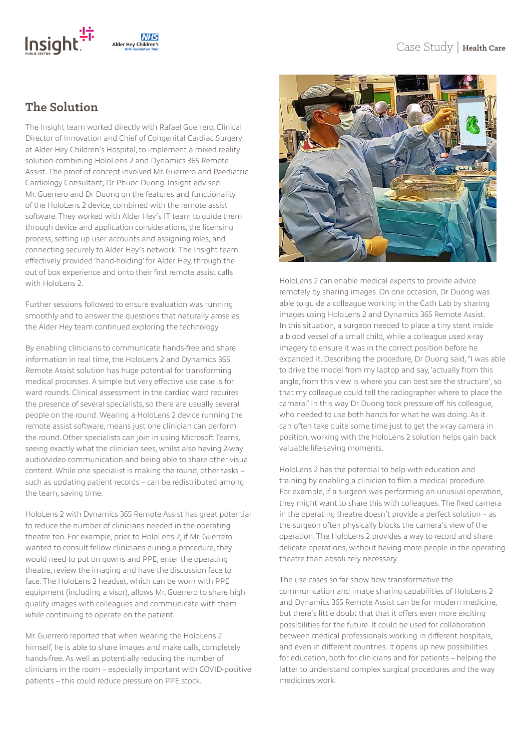## The Solution

The Insight team worked directly with Rafael Guerrero, Clinical Director of Innovation and Chief of Congenital Cardiac Surgery at Alder Hey Children's Hospital, to implement a mixed reality solution combining HoloLens 2 and Dynamics 365 Remote Assist. The proof of concept involved Mr. Guerrero and Paediatric Cardiology Consultant, Dr Phuoc Duong. Insight advised Mr. Guerrero and Dr Duong on the features and functionality of the HoloLens 2 device, combined with the remote assist software. They worked with Alder Hey's IT team to guide them through device and application considerations, the licensing process, setting up user accounts and assigning roles, and connecting securely to Alder Hey's network. The Insight team effectively provided 'hand-holding' for Alder Hey, through the out of box experience and onto their first remote assist calls with HoloLens 2.

Further sessions followed to ensure evaluation was running smoothly and to answer the questions that naturally arose as the Alder Hey team continued exploring the technology.

By enabling clinicians to communicate hands-free and share information in real time, the HoloLens 2 and Dynamics 365 Remote Assist solution has huge potential for transforming medical processes. A simple but very effective use case is for ward rounds. Clinical assessment in the cardiac ward requires the presence of several specialists, so there are usually several people on the round. Wearing a HoloLens 2 device running the remote assist software, means just one clinician can perform the round. Other specialists can join in using Microsoft Teams, seeing exactly what the clinician sees, whilst also having 2-way audio/video communication and being able to share other visual content. While one specialist is making the round, other tasks – such as updating patient records – can be redistributed among the team, saving time.

HoloLens 2 with Dynamics 365 Remote Assist has great potential to reduce the number of clinicians needed in the operating theatre too. For example, prior to HoloLens 2, if Mr. Guerrero wanted to consult fellow clinicians during a procedure, they would need to put on gowns and PPE, enter the operating theatre, review the imaging and have the discussion face to face. The HoloLens 2 headset, which can be worn with PPE equipment (including a visor), allows Mr. Guerrero to share high quality images with colleagues and communicate with them while continuing to operate on the patient.

Mr. Guerrero reported that when wearing the HoloLens 2 himself, he is able to share images and make calls, completely hands-free. As well as potentially reducing the number of clinicians in the room – especially important with COVID-positive patients – this could reduce pressure on PPE stock.

HoloLens 2 can enable medical experts to provide advice remotely by sharing images. On one occasion, Dr Duong was able to guide a colleague working in the Cath Lab by sharing images using HoloLens 2 and Dynamics 365 Remote Assist. In this situation, a surgeon needed to place a tiny stent inside a blood vessel of a small child, while a colleague used x-ray imagery to ensure it was in the correct position before he expanded it. Describing the procedure, Dr Duong said, "I was able to drive the model from my laptop and say, 'actually from this angle, from this view is where you can best see the structure', so that my colleague could tell the radiographer where to place the camera." In this way Dr Duong took pressure off his colleague, who needed to use both hands for what he was doing. As it can often take quite some time just to get the x-ray camera in position, working with the HoloLens 2 solution helps gain back valuable life-saving moments.

HoloLens 2 has the potential to help with education and training by enabling a clinician to film a medical procedure. For example, if a surgeon was performing an unusual operation, they might want to share this with colleagues. The fixed camera in the operating theatre doesn't provide a perfect solution – as the surgeon often physically blocks the camera's view of the operation. The HoloLens 2 provides a way to record and share delicate operations, without having more people in the operating theatre than absolutely necessary.

The use cases so far show how transformative the communication and image sharing capabilities of HoloLens 2 and Dynamics 365 Remote Assist can be for modern medicine, but there's little doubt that that it offers even more exciting possibilities for the future. It could be used for collaboration between medical professionals working in different hospitals, and even in different countries. It opens up new possibilities for education, both for clinicians and for patients – helping the latter to understand complex surgical procedures and the way medicines work.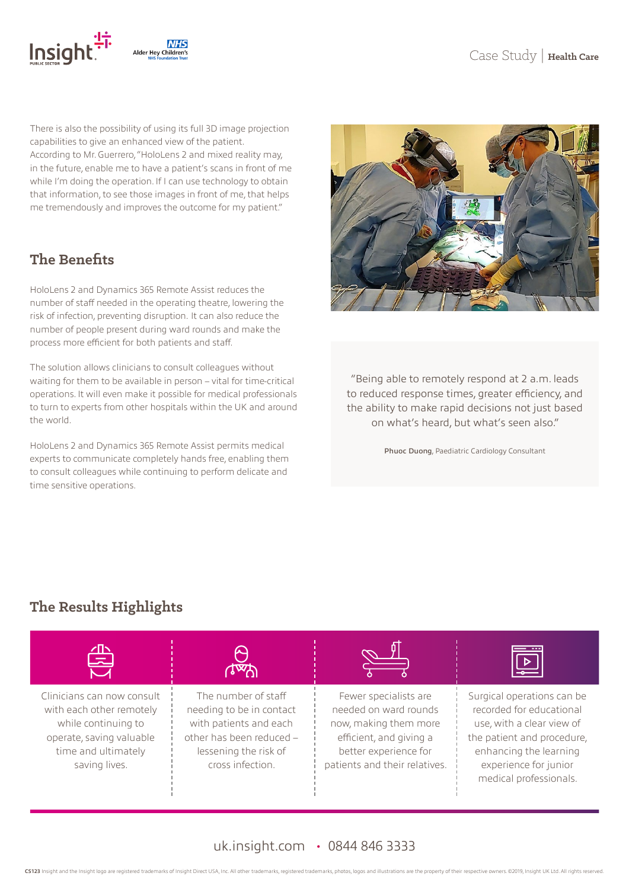There is also the possibility of using its full 3D image projection capabilities to give an enhanced view of the patient. According to Mr. Guerrero, "HoloLens 2 and mixed reality may, in the future, enable me to have a patient's scans in front of me while I'm doing the operation. If I can use technology to obtain that information, to see those images in front of me, that helps me tremendously and improves the outcome for my patient."

## The Benefits

HoloLens 2 and Dynamics 365 Remote Assist reduces the number of staff needed in the operating theatre, lowering the risk of infection, preventing disruption. It can also reduce the number of people present during ward rounds and make the process more efficient for both patients and staff.

The solution allows clinicians to consult colleagues without waiting for them to be available in person – vital for time-critical operations. It will even make it possible for medical professionals to turn to experts from other hospitals within the UK and around the world.

HoloLens 2 and Dynamics 365 Remote Assist permits medical experts to communicate completely hands free, enabling them to consult colleagues while continuing to perform delicate and time sensitive operations.

> "Being able to remotely respond at 2 a.m. leads to reduced response times, greater efficiency, and the ability to make rapid decisions not just based on what's heard, but what's seen also."
>
> **Phuoc Duong**, Paediatric Cardiology Consultant

## The Results Highlights

- Clinicians can now consult with each other remotely while continuing to operate, saving valuable time and ultimately saving lives.
- The number of staff needing to be in contact with patients and each other has been reduced – lessening the risk of cross infection.
- Fewer specialists are needed on ward rounds now, making them more efficient, and giving a better experience for patients and their relatives.
- Surgical operations can be recorded for educational use, with a clear view of the patient and procedure, enhancing the learning experience for junior medical professionals.

uk.insight.com • 0844 846 3333

CS123 Insight and the Insight logo are registered trademarks of Insight Direct USA, Inc. All other trademarks, registered trademarks, photos, logos and illustrations are the property of their respective owners. ©2019, Insight UK Ltd. All rights reserved.